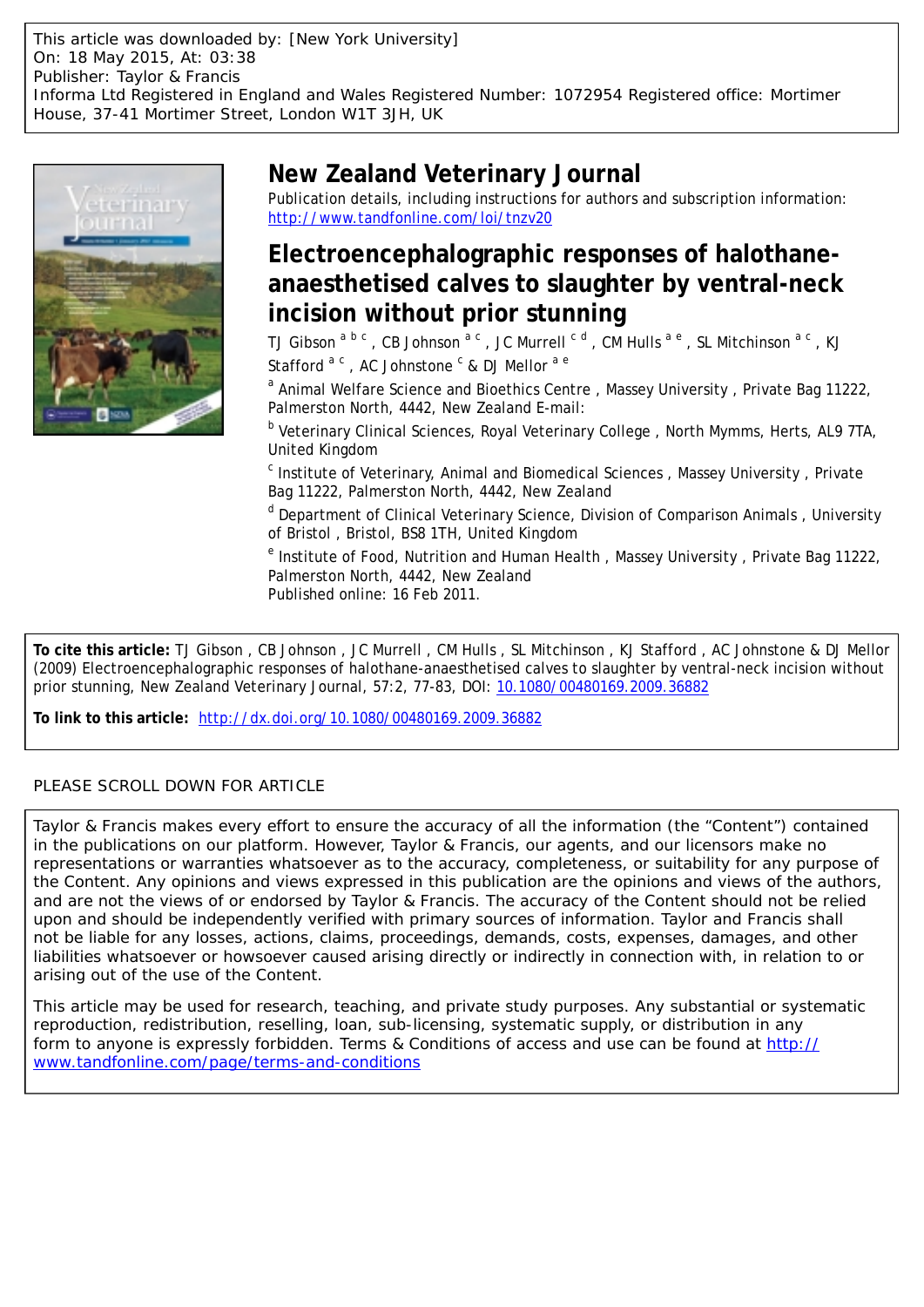This article was downloaded by: [New York University]
On: 18 May 2015, At: 03:38
Publisher: Taylor & Francis
Informa Ltd Registered in England and Wales Registered Number: 1072954 Registered office: Mortimer House, 37-41 Mortimer Street, London W1T 3JH, UK

# New Zealand Veterinary Journal

Publication details, including instructions for authors and subscription information:
http://www.tandfonline.com/loi/tnzv20

# Electroencephalographic responses of halothane-anaesthetised calves to slaughter by ventral-neck incision without prior stunning

TJ Gibson [a b c], CB Johnson [a c], JC Murrell [c d], CM Hulls [a e], SL Mitchinson [a c], KJ Stafford [a c], AC Johnstone [c] & DJ Mellor [a e]

[a] Animal Welfare Science and Bioethics Centre, Massey University, Private Bag 11222, Palmerston North, 4442, New Zealand E-mail:

[b] Veterinary Clinical Sciences, Royal Veterinary College, North Mymms, Herts, AL9 7TA, United Kingdom

[c] Institute of Veterinary, Animal and Biomedical Sciences, Massey University, Private Bag 11222, Palmerston North, 4442, New Zealand

[d] Department of Clinical Veterinary Science, Division of Comparison Animals, University of Bristol, Bristol, BS8 1TH, United Kingdom

[e] Institute of Food, Nutrition and Human Health, Massey University, Private Bag 11222, Palmerston North, 4442, New Zealand

Published online: 16 Feb 2011.

**To cite this article:** TJ Gibson, CB Johnson, JC Murrell, CM Hulls, SL Mitchinson, KJ Stafford, AC Johnstone & DJ Mellor (2009) Electroencephalographic responses of halothane-anaesthetised calves to slaughter by ventral-neck incision without prior stunning, New Zealand Veterinary Journal, 57:2, 77-83, DOI: 10.1080/00480169.2009.36882

**To link to this article:** http://dx.doi.org/10.1080/00480169.2009.36882

PLEASE SCROLL DOWN FOR ARTICLE

Taylor & Francis makes every effort to ensure the accuracy of all the information (the "Content") contained in the publications on our platform. However, Taylor & Francis, our agents, and our licensors make no representations or warranties whatsoever as to the accuracy, completeness, or suitability for any purpose of the Content. Any opinions and views expressed in this publication are the opinions and views of the authors, and are not the views of or endorsed by Taylor & Francis. The accuracy of the Content should not be relied upon and should be independently verified with primary sources of information. Taylor and Francis shall not be liable for any losses, actions, claims, proceedings, demands, costs, expenses, damages, and other liabilities whatsoever or howsoever caused arising directly or indirectly in connection with, in relation to or arising out of the use of the Content.

This article may be used for research, teaching, and private study purposes. Any substantial or systematic reproduction, redistribution, reselling, loan, sub-licensing, systematic supply, or distribution in any form to anyone is expressly forbidden. Terms & Conditions of access and use can be found at http://www.tandfonline.com/page/terms-and-conditions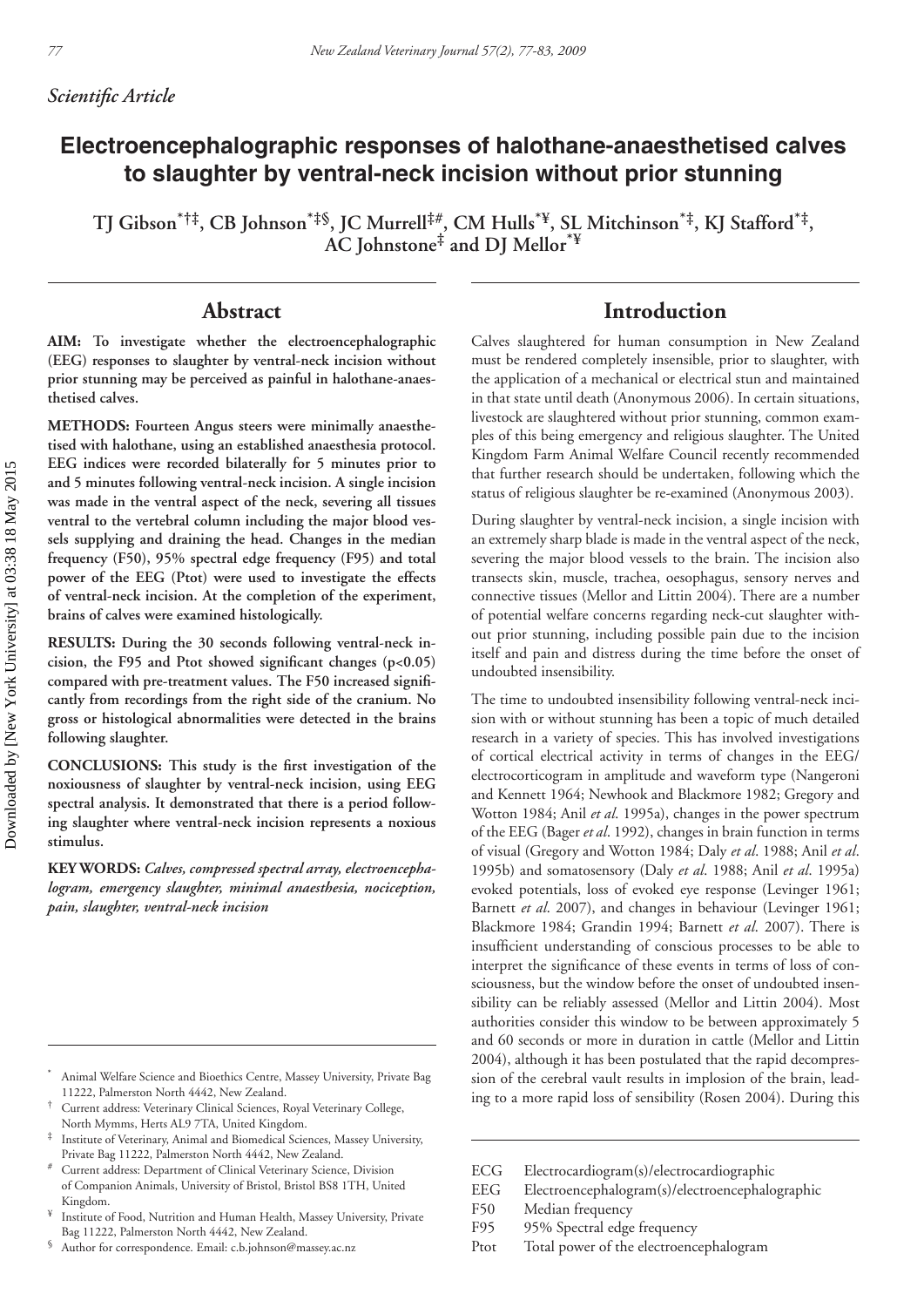*Scientific Article*

# Electroencephalographic responses of halothane-anaesthetised calves to slaughter by ventral-neck incision without prior stunning

**TJ Gibson[*†‡], CB Johnson[*‡§], JC Murrell[‡#], CM Hulls[*¥], SL Mitchinson[*‡], KJ Stafford[*‡], AC Johnstone[‡] and DJ Mellor[*¥]**

## Abstract

**AIM: To investigate whether the electroencephalographic (EEG) responses to slaughter by ventral-neck incision without prior stunning may be perceived as painful in halothane-anaesthetised calves.**

**METHODS: Fourteen Angus steers were minimally anaesthetised with halothane, using an established anaesthesia protocol. EEG indices were recorded bilaterally for 5 minutes prior to and 5 minutes following ventral-neck incision. A single incision was made in the ventral aspect of the neck, severing all tissues ventral to the vertebral column including the major blood vessels supplying and draining the head. Changes in the median frequency (F50), 95% spectral edge frequency (F95) and total power of the EEG (Ptot) were used to investigate the effects of ventral-neck incision. At the completion of the experiment, brains of calves were examined histologically.**

**RESULTS: During the 30 seconds following ventral-neck incision, the F95 and Ptot showed significant changes ($p<0.05$) compared with pre-treatment values. The F50 increased significantly from recordings from the right side of the cranium. No gross or histological abnormalities were detected in the brains following slaughter.**

**CONCLUSIONS: This study is the first investigation of the noxiousness of slaughter by ventral-neck incision, using EEG spectral analysis. It demonstrated that there is a period following slaughter where ventral-neck incision represents a noxious stimulus.**

**KEY WORDS:** ***Calves, compressed spectral array, electroencephalogram, emergency slaughter, minimal anaesthesia, nociception, pain, slaughter, ventral-neck incision***

## Introduction

Calves slaughtered for human consumption in New Zealand must be rendered completely insensible, prior to slaughter, with the application of a mechanical or electrical stun and maintained in that state until death (Anonymous 2006). In certain situations, livestock are slaughtered without prior stunning, common examples of this being emergency and religious slaughter. The United Kingdom Farm Animal Welfare Council recently recommended that further research should be undertaken, following which the status of religious slaughter be re-examined (Anonymous 2003).

During slaughter by ventral-neck incision, a single incision with an extremely sharp blade is made in the ventral aspect of the neck, severing the major blood vessels to the brain. The incision also transects skin, muscle, trachea, oesophagus, sensory nerves and connective tissues (Mellor and Littin 2004). There are a number of potential welfare concerns regarding neck-cut slaughter without prior stunning, including possible pain due to the incision itself and pain and distress during the time before the onset of undoubted insensibility.

The time to undoubted insensibility following ventral-neck incision with or without stunning has been a topic of much detailed research in a variety of species. This has involved investigations of cortical electrical activity in terms of changes in the EEG/electrocorticogram in amplitude and waveform type (Nangeroni and Kennett 1964; Newhook and Blackmore 1982; Gregory and Wotton 1984; Anil *et al.* 1995a), changes in the power spectrum of the EEG (Bager *et al*. 1992), changes in brain function in terms of visual (Gregory and Wotton 1984; Daly *et al*. 1988; Anil *et al*. 1995b) and somatosensory (Daly *et al*. 1988; Anil *et al*. 1995a) evoked potentials, loss of evoked eye response (Levinger 1961; Barnett *et al*. 2007), and changes in behaviour (Levinger 1961; Blackmore 1984; Grandin 1994; Barnett *et al*. 2007). There is insufficient understanding of conscious processes to be able to interpret the significance of these events in terms of loss of consciousness, but the window before the onset of undoubted insensibility can be reliably assessed (Mellor and Littin 2004). Most authorities consider this window to be between approximately 5 and 60 seconds or more in duration in cattle (Mellor and Littin 2004), although it has been postulated that the rapid decompression of the cerebral vault results in implosion of the brain, leading to a more rapid loss of sensibility (Rosen 2004). During this

ECG Electrocardiogram(s)/electrocardiographic
EEG Electroencephalogram(s)/electroencephalographic
F50 Median frequency
F95 95% Spectral edge frequency
Ptot Total power of the electroencephalogram

[*] Animal Welfare Science and Bioethics Centre, Massey University, Private Bag 11222, Palmerston North 4442, New Zealand.
[†] Current address: Veterinary Clinical Sciences, Royal Veterinary College, North Mymms, Herts AL9 7TA, United Kingdom.
[‡] Institute of Veterinary, Animal and Biomedical Sciences, Massey University, Private Bag 11222, Palmerston North 4442, New Zealand.
[#] Current address: Department of Clinical Veterinary Science, Division of Companion Animals, University of Bristol, Bristol BS8 1TH, United Kingdom.
[¥] Institute of Food, Nutrition and Human Health, Massey University, Private Bag 11222, Palmerston North 4442, New Zealand.
[§] Author for correspondence. Email: c.b.johnson@massey.ac.nz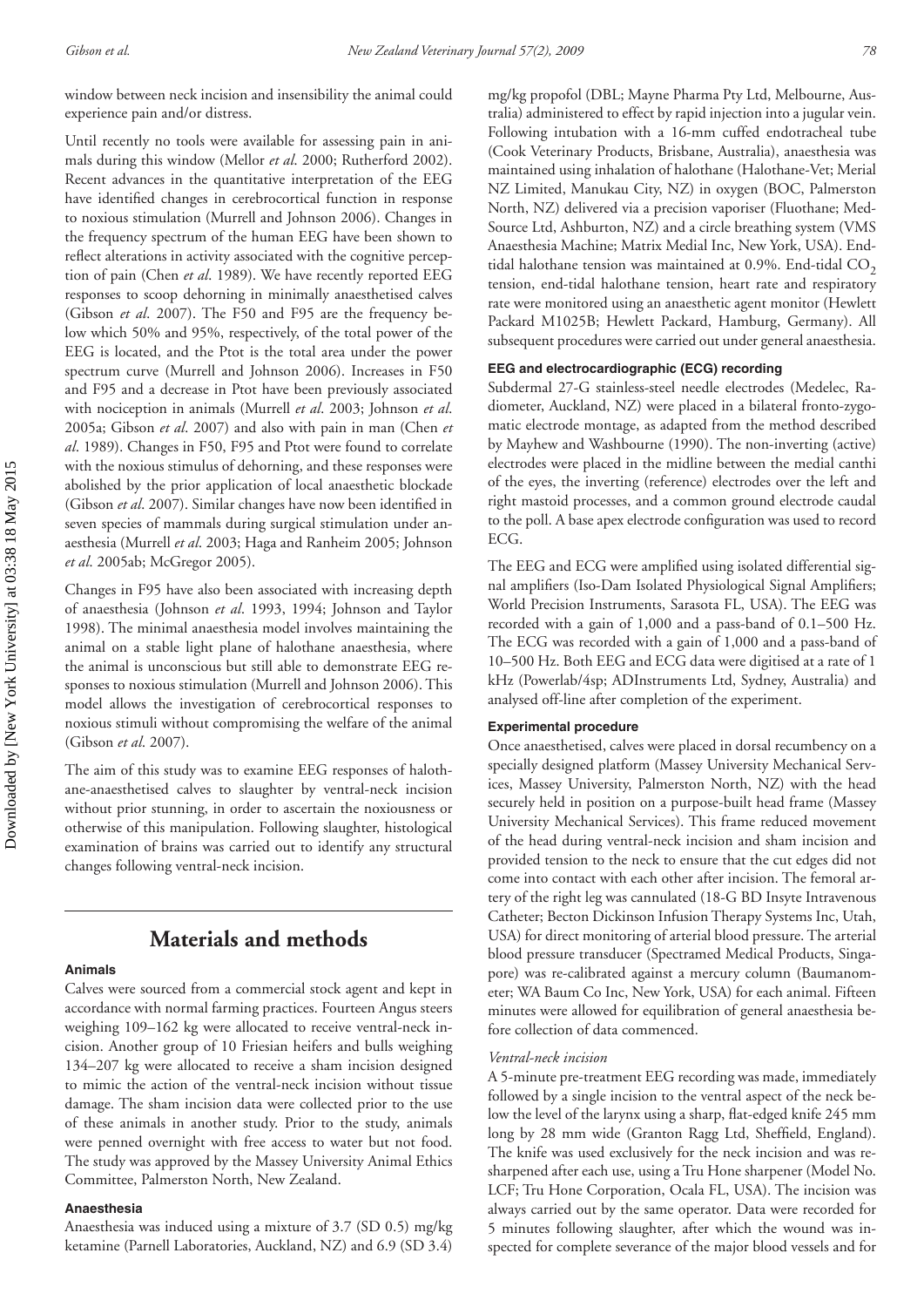window between neck incision and insensibility the animal could experience pain and/or distress.

Until recently no tools were available for assessing pain in animals during this window (Mellor *et al*. 2000; Rutherford 2002). Recent advances in the quantitative interpretation of the EEG have identified changes in cerebrocortical function in response to noxious stimulation (Murrell and Johnson 2006). Changes in the frequency spectrum of the human EEG have been shown to reflect alterations in activity associated with the cognitive perception of pain (Chen *et al*. 1989). We have recently reported EEG responses to scoop dehorning in minimally anaesthetised calves (Gibson *et al*. 2007). The F50 and F95 are the frequency below which 50% and 95%, respectively, of the total power of the EEG is located, and the Ptot is the total area under the power spectrum curve (Murrell and Johnson 2006). Increases in F50 and F95 and a decrease in Ptot have been previously associated with nociception in animals (Murrell *et al*. 2003; Johnson *et al*. 2005a; Gibson *et al*. 2007) and also with pain in man (Chen *et al*. 1989). Changes in F50, F95 and Ptot were found to correlate with the noxious stimulus of dehorning, and these responses were abolished by the prior application of local anaesthetic blockade (Gibson *et al*. 2007). Similar changes have now been identified in seven species of mammals during surgical stimulation under anaesthesia (Murrell *et al*. 2003; Haga and Ranheim 2005; Johnson *et al*. 2005ab; McGregor 2005).

Changes in F95 have also been associated with increasing depth of anaesthesia (Johnson *et al*. 1993, 1994; Johnson and Taylor 1998). The minimal anaesthesia model involves maintaining the animal on a stable light plane of halothane anaesthesia, where the animal is unconscious but still able to demonstrate EEG responses to noxious stimulation (Murrell and Johnson 2006). This model allows the investigation of cerebrocortical responses to noxious stimuli without compromising the welfare of the animal (Gibson *et al*. 2007).

The aim of this study was to examine EEG responses of halothane-anaesthetised calves to slaughter by ventral-neck incision without prior stunning, in order to ascertain the noxiousness or otherwise of this manipulation. Following slaughter, histological examination of brains was carried out to identify any structural changes following ventral-neck incision.

## Materials and methods

### Animals

Calves were sourced from a commercial stock agent and kept in accordance with normal farming practices. Fourteen Angus steers weighing 109–162 kg were allocated to receive ventral-neck incision. Another group of 10 Friesian heifers and bulls weighing 134–207 kg were allocated to receive a sham incision designed to mimic the action of the ventral-neck incision without tissue damage. The sham incision data were collected prior to the use of these animals in another study. Prior to the study, animals were penned overnight with free access to water but not food. The study was approved by the Massey University Animal Ethics Committee, Palmerston North, New Zealand.

### Anaesthesia

Anaesthesia was induced using a mixture of 3.7 (SD 0.5) mg/kg ketamine (Parnell Laboratories, Auckland, NZ) and 6.9 (SD 3.4) mg/kg propofol (DBL; Mayne Pharma Pty Ltd, Melbourne, Australia) administered to effect by rapid injection into a jugular vein. Following intubation with a 16-mm cuffed endotracheal tube (Cook Veterinary Products, Brisbane, Australia), anaesthesia was maintained using inhalation of halothane (Halothane-Vet; Merial NZ Limited, Manukau City, NZ) in oxygen (BOC, Palmerston North, NZ) delivered via a precision vaporiser (Fluothane; Med-Source Ltd, Ashburton, NZ) and a circle breathing system (VMS Anaesthesia Machine; Matrix Medial Inc, New York, USA). End-tidal halothane tension was maintained at 0.9%. End-tidal $CO_2$ tension, end-tidal halothane tension, heart rate and respiratory rate were monitored using an anaesthetic agent monitor (Hewlett Packard M1025B; Hewlett Packard, Hamburg, Germany). All subsequent procedures were carried out under general anaesthesia.

### EEG and electrocardiographic (ECG) recording

Subdermal 27-G stainless-steel needle electrodes (Medelec, Radiometer, Auckland, NZ) were placed in a bilateral fronto-zygomatic electrode montage, as adapted from the method described by Mayhew and Washbourne (1990). The non-inverting (active) electrodes were placed in the midline between the medial canthi of the eyes, the inverting (reference) electrodes over the left and right mastoid processes, and a common ground electrode caudal to the poll. A base apex electrode configuration was used to record ECG.

The EEG and ECG were amplified using isolated differential signal amplifiers (Iso-Dam Isolated Physiological Signal Amplifiers; World Precision Instruments, Sarasota FL, USA). The EEG was recorded with a gain of 1,000 and a pass-band of 0.1–500 Hz. The ECG was recorded with a gain of 1,000 and a pass-band of 10–500 Hz. Both EEG and ECG data were digitised at a rate of 1 kHz (Powerlab/4sp; ADInstruments Ltd, Sydney, Australia) and analysed off-line after completion of the experiment.

### Experimental procedure

Once anaesthetised, calves were placed in dorsal recumbency on a specially designed platform (Massey University Mechanical Services, Palmerston North, NZ) with the head securely held in position on a purpose-built head frame (Massey University Mechanical Services). This frame reduced movement of the head during ventral-neck incision and sham incision and provided tension to the neck to ensure that the cut edges did not come into contact with each other after incision. The femoral artery of the right leg was cannulated (18-G BD Insyte Intravenous Catheter; Becton Dickinson Infusion Therapy Systems Inc, Utah, USA) for direct monitoring of arterial blood pressure. The arterial blood pressure transducer (Spectramed Medical Products, Singapore) was re-calibrated against a mercury column (Baumanometer; WA Baum Co Inc, New York, USA) for each animal. Fifteen minutes were allowed for equilibration of general anaesthesia before collection of data commenced.

*Ventral-neck incision*

A 5-minute pre-treatment EEG recording was made, immediately followed by a single incision to the ventral aspect of the neck below the level of the larynx using a sharp, flat-edged knife 245 mm long by 28 mm wide (Granton Ragg Ltd, Sheffield, England). The knife was used exclusively for the neck incision and was resharpened after each use, using a Tru Hone sharpener (Model No. LCF; Tru Hone Corporation, Ocala FL, USA). The incision was always carried out by the same operator. Data were recorded for 5 minutes following slaughter, after which the wound was inspected for complete severance of the major blood vessels and for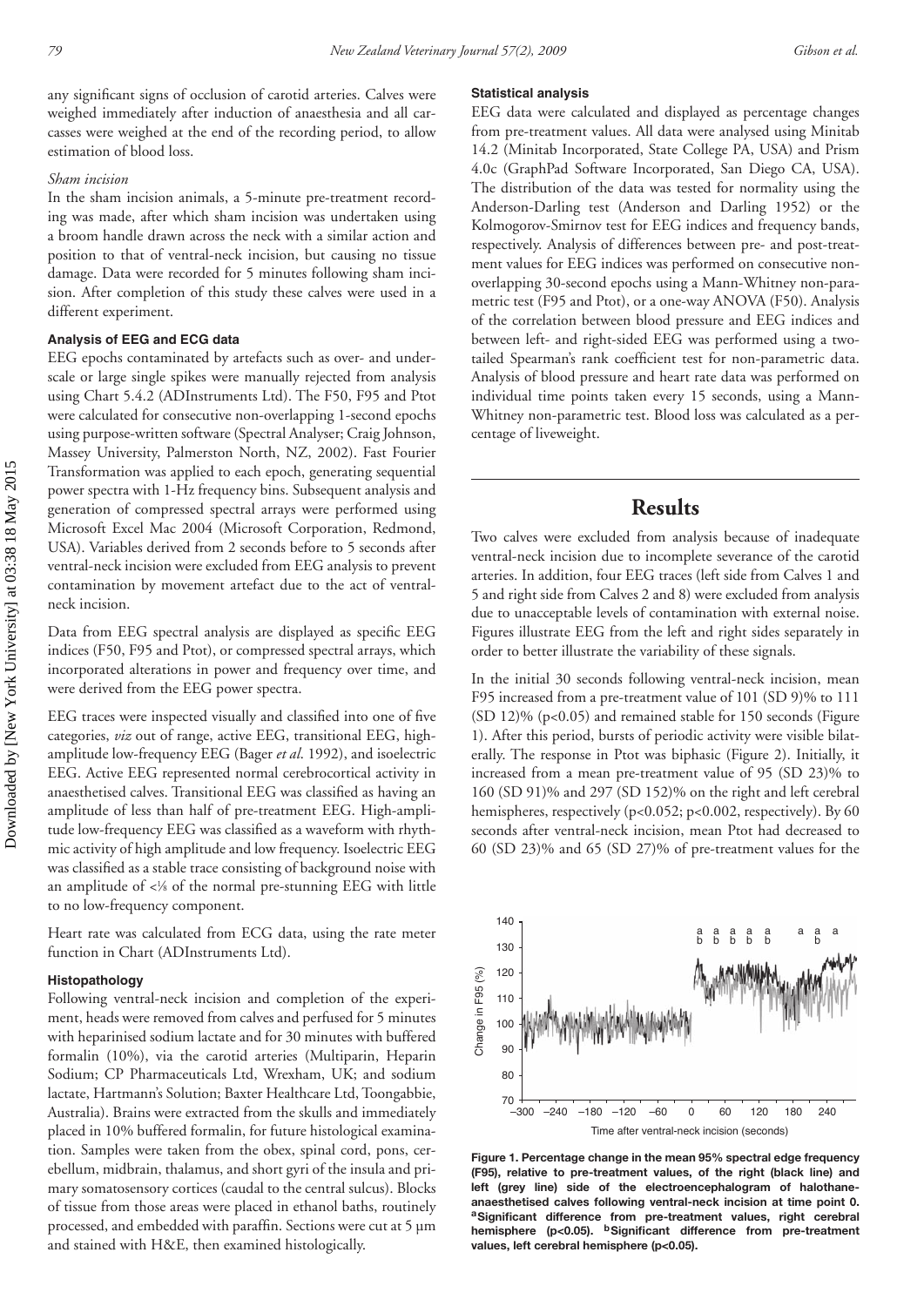any significant signs of occlusion of carotid arteries. Calves were weighed immediately after induction of anaesthesia and all carcasses were weighed at the end of the recording period, to allow estimation of blood loss.

*Sham incision*

In the sham incision animals, a 5-minute pre-treatment recording was made, after which sham incision was undertaken using a broom handle drawn across the neck with a similar action and position to that of ventral-neck incision, but causing no tissue damage. Data were recorded for 5 minutes following sham incision. After completion of this study these calves were used in a different experiment.

### Analysis of EEG and ECG data

EEG epochs contaminated by artefacts such as over- and underscale or large single spikes were manually rejected from analysis using Chart 5.4.2 (ADInstruments Ltd). The F50, F95 and Ptot were calculated for consecutive non-overlapping 1-second epochs using purpose-written software (Spectral Analyser; Craig Johnson, Massey University, Palmerston North, NZ, 2002). Fast Fourier Transformation was applied to each epoch, generating sequential power spectra with 1-Hz frequency bins. Subsequent analysis and generation of compressed spectral arrays were performed using Microsoft Excel Mac 2004 (Microsoft Corporation, Redmond, USA). Variables derived from 2 seconds before to 5 seconds after ventral-neck incision were excluded from EEG analysis to prevent contamination by movement artefact due to the act of ventral-neck incision.

Data from EEG spectral analysis are displayed as specific EEG indices (F50, F95 and Ptot), or compressed spectral arrays, which incorporated alterations in power and frequency over time, and were derived from the EEG power spectra.

EEG traces were inspected visually and classified into one of five categories, *viz* out of range, active EEG, transitional EEG, high-amplitude low-frequency EEG (Bager *et al*. 1992), and isoelectric EEG. Active EEG represented normal cerebrocortical activity in anaesthetised calves. Transitional EEG was classified as having an amplitude of less than half of pre-treatment EEG. High-amplitude low-frequency EEG was classified as a waveform with rhythmic activity of high amplitude and low frequency. Isoelectric EEG was classified as a stable trace consisting of background noise with an amplitude of <⅛ of the normal pre-stunning EEG with little to no low-frequency component.

Heart rate was calculated from ECG data, using the rate meter function in Chart (ADInstruments Ltd).

### Histopathology

Following ventral-neck incision and completion of the experiment, heads were removed from calves and perfused for 5 minutes with heparinised sodium lactate and for 30 minutes with buffered formalin (10%), via the carotid arteries (Multiparin, Heparin Sodium; CP Pharmaceuticals Ltd, Wrexham, UK; and sodium lactate, Hartmann's Solution; Baxter Healthcare Ltd, Toongabbie, Australia). Brains were extracted from the skulls and immediately placed in 10% buffered formalin, for future histological examination. Samples were taken from the obex, spinal cord, pons, cerebellum, midbrain, thalamus, and short gyri of the insula and primary somatosensory cortices (caudal to the central sulcus). Blocks of tissue from those areas were placed in ethanol baths, routinely processed, and embedded with paraffin. Sections were cut at 5 µm and stained with H&E, then examined histologically.

### Statistical analysis

EEG data were calculated and displayed as percentage changes from pre-treatment values. All data were analysed using Minitab 14.2 (Minitab Incorporated, State College PA, USA) and Prism 4.0c (GraphPad Software Incorporated, San Diego CA, USA). The distribution of the data was tested for normality using the Anderson-Darling test (Anderson and Darling 1952) or the Kolmogorov-Smirnov test for EEG indices and frequency bands, respectively. Analysis of differences between pre- and post-treatment values for EEG indices was performed on consecutive non-overlapping 30-second epochs using a Mann-Whitney non-parametric test (F95 and Ptot), or a one-way ANOVA (F50). Analysis of the correlation between blood pressure and EEG indices and between left- and right-sided EEG was performed using a two-tailed Spearman's rank coefficient test for non-parametric data. Analysis of blood pressure and heart rate data was performed on individual time points taken every 15 seconds, using a Mann-Whitney non-parametric test. Blood loss was calculated as a percentage of liveweight.

## Results

Two calves were excluded from analysis because of inadequate ventral-neck incision due to incomplete severance of the carotid arteries. In addition, four EEG traces (left side from Calves 1 and 5 and right side from Calves 2 and 8) were excluded from analysis due to unacceptable levels of contamination with external noise. Figures illustrate EEG from the left and right sides separately in order to better illustrate the variability of these signals.

In the initial 30 seconds following ventral-neck incision, mean F95 increased from a pre-treatment value of 101 (SD 9)% to 111 (SD 12)% ($p<0.05$) and remained stable for 150 seconds (Figure 1). After this period, bursts of periodic activity were visible bilaterally. The response in Ptot was biphasic (Figure 2). Initially, it increased from a mean pre-treatment value of 95 (SD 23)% to 160 (SD 91)% and 297 (SD 152)% on the right and left cerebral hemispheres, respectively ($p<0.052$; $p<0.002$, respectively). By 60 seconds after ventral-neck incision, mean Ptot had decreased to 60 (SD 23)% and 65 (SD 27)% of pre-treatment values for the

**Figure 1. Percentage change in the mean 95% spectral edge frequency (F95), relative to pre-treatment values, of the right (black line) and left (grey line) side of the electroencephalogram of halothane-anaesthetised calves following ventral-neck incision at time point 0. [a]Significant difference from pre-treatment values, right cerebral hemisphere ($p<0.05$). [b]Significant difference from pre-treatment values, left cerebral hemisphere ($p<0.05$).**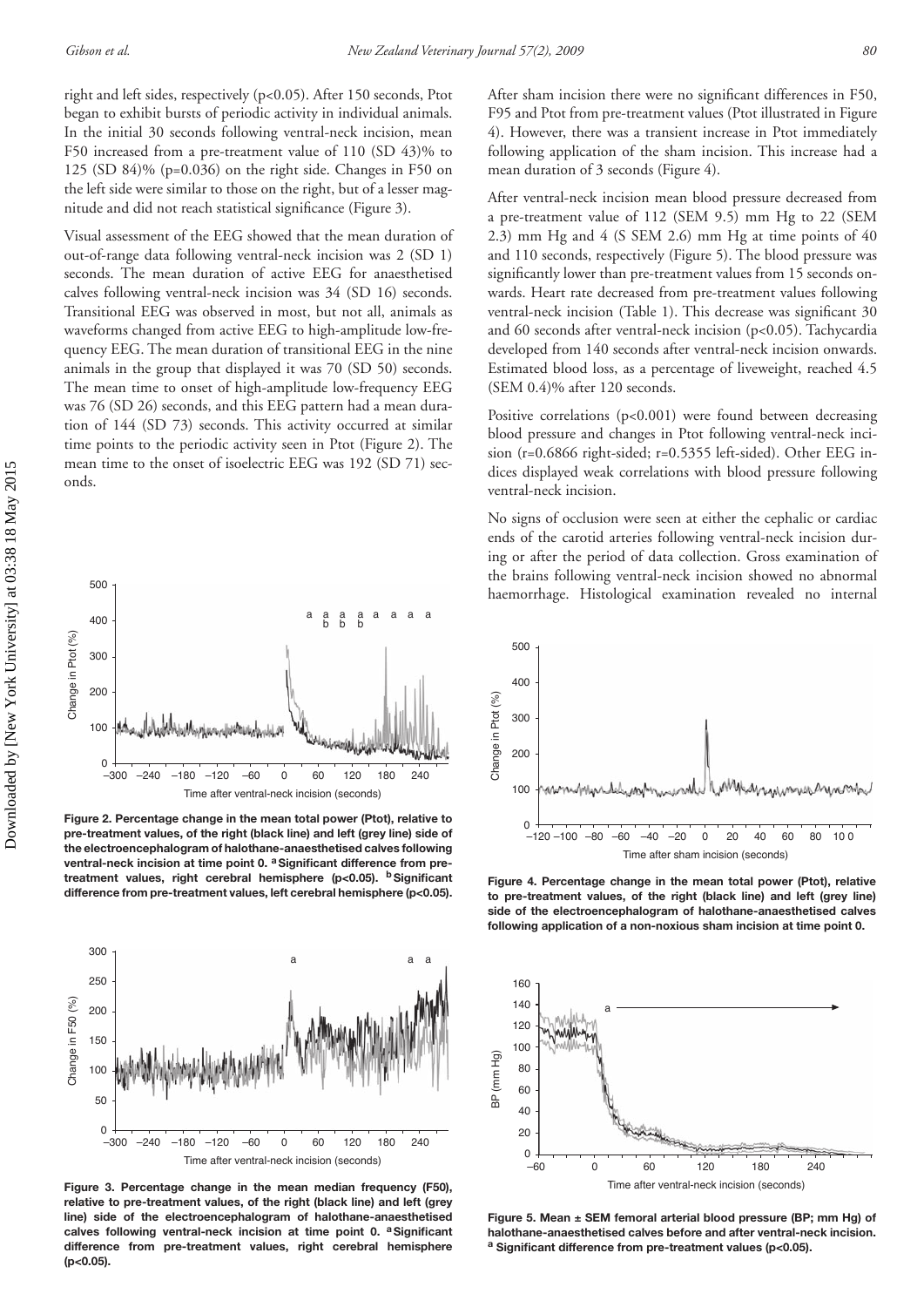right and left sides, respectively (p<0.05). After 150 seconds, Ptot began to exhibit bursts of periodic activity in individual animals. In the initial 30 seconds following ventral-neck incision, mean F50 increased from a pre-treatment value of 110 (SD 43)% to 125 (SD 84)% (p=0.036) on the right side. Changes in F50 on the left side were similar to those on the right, but of a lesser magnitude and did not reach statistical significance (Figure 3).

Visual assessment of the EEG showed that the mean duration of out-of-range data following ventral-neck incision was 2 (SD 1) seconds. The mean duration of active EEG for anaesthetised calves following ventral-neck incision was 34 (SD 16) seconds. Transitional EEG was observed in most, but not all, animals as waveforms changed from active EEG to high-amplitude low-frequency EEG. The mean duration of transitional EEG in the nine animals in the group that displayed it was 70 (SD 50) seconds. The mean time to onset of high-amplitude low-frequency EEG was 76 (SD 26) seconds, and this EEG pattern had a mean duration of 144 (SD 73) seconds. This activity occurred at similar time points to the periodic activity seen in Ptot (Figure 2). The mean time to the onset of isoelectric EEG was 192 (SD 71) seconds.

**Figure 2. Percentage change in the mean total power (Ptot), relative to pre-treatment values, of the right (black line) and left (grey line) side of the electroencephalogram of halothane-anaesthetised calves following ventral-neck incision at time point 0. [a] Significant difference from pre-treatment values, right cerebral hemisphere (p<0.05). [b] Significant difference from pre-treatment values, left cerebral hemisphere (p<0.05).**

**Figure 3. Percentage change in the mean median frequency (F50), relative to pre-treatment values, of the right (black line) and left (grey line) side of the electroencephalogram of halothane-anaesthetised calves following ventral-neck incision at time point 0. [a] Significant difference from pre-treatment values, right cerebral hemisphere (p<0.05).**

After sham incision there were no significant differences in F50, F95 and Ptot from pre-treatment values (Ptot illustrated in Figure 4). However, there was a transient increase in Ptot immediately following application of the sham incision. This increase had a mean duration of 3 seconds (Figure 4).

After ventral-neck incision mean blood pressure decreased from a pre-treatment value of 112 (SEM 9.5) mm Hg to 22 (SEM 2.3) mm Hg and 4 (S SEM 2.6) mm Hg at time points of 40 and 110 seconds, respectively (Figure 5). The blood pressure was significantly lower than pre-treatment values from 15 seconds onwards. Heart rate decreased from pre-treatment values following ventral-neck incision (Table 1). This decrease was significant 30 and 60 seconds after ventral-neck incision (p<0.05). Tachycardia developed from 140 seconds after ventral-neck incision onwards. Estimated blood loss, as a percentage of liveweight, reached 4.5 (SEM 0.4)% after 120 seconds.

Positive correlations (p<0.001) were found between decreasing blood pressure and changes in Ptot following ventral-neck incision (r=0.6866 right-sided; r=0.5355 left-sided). Other EEG indices displayed weak correlations with blood pressure following ventral-neck incision.

No signs of occlusion were seen at either the cephalic or cardiac ends of the carotid arteries following ventral-neck incision during or after the period of data collection. Gross examination of the brains following ventral-neck incision showed no abnormal haemorrhage. Histological examination revealed no internal

**Figure 4. Percentage change in the mean total power (Ptot), relative to pre-treatment values, of the right (black line) and left (grey line) side of the electroencephalogram of halothane-anaesthetised calves following application of a non-noxious sham incision at time point 0.**

**Figure 5. Mean ± SEM femoral arterial blood pressure (BP; mm Hg) of halothane-anaesthetised calves before and after ventral-neck incision. [a] Significant difference from pre-treatment values (p<0.05).**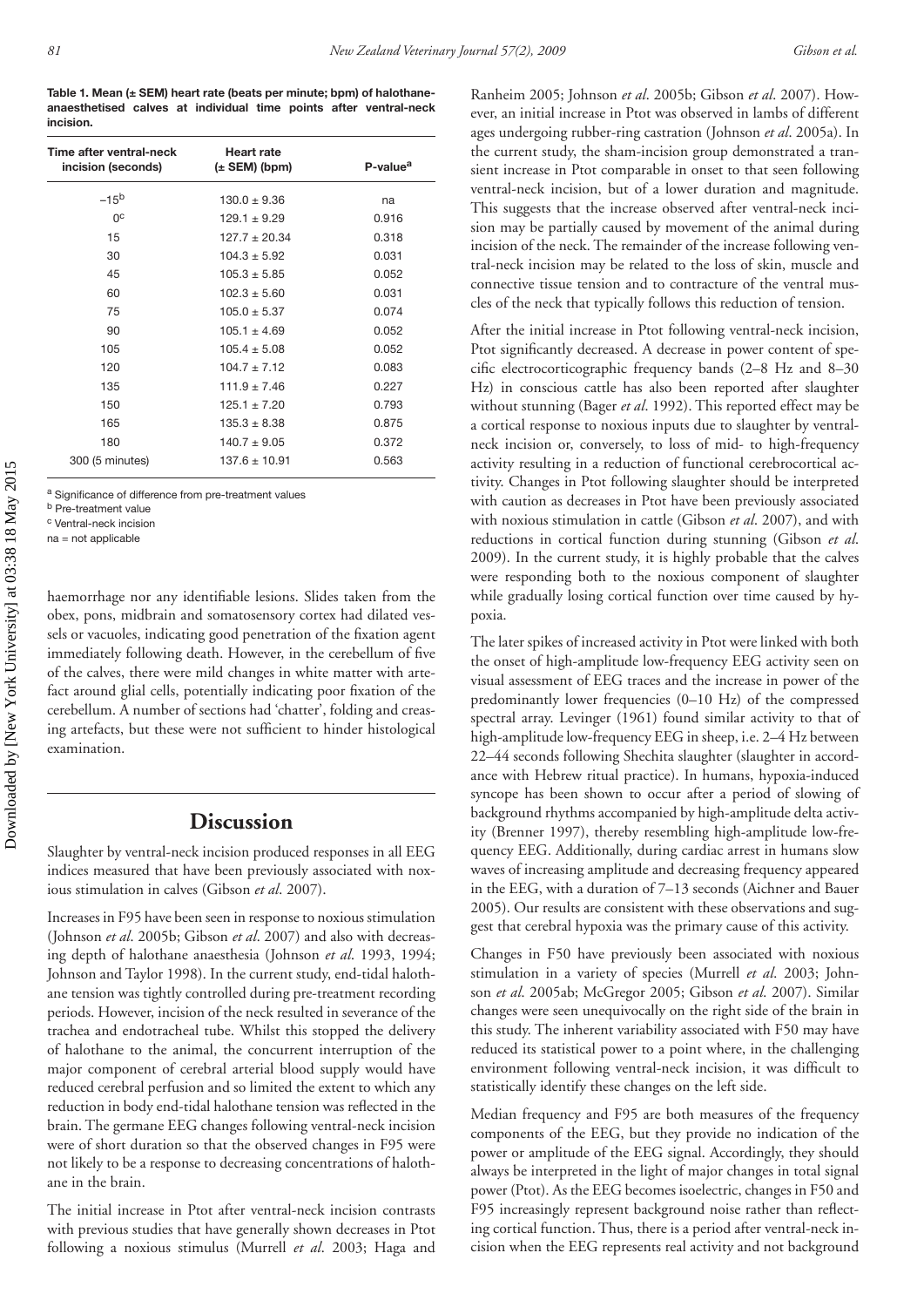**Table 1. Mean (± SEM) heart rate (beats per minute; bpm) of halothane-anaesthetised calves at individual time points after ventral-neck incision.**

| Time after ventral-neck incision (seconds) | Heart rate (± SEM) (bpm) | P-value[a] |
|---|---|---|
| –15[b] | 130.0 ± 9.36 | na |
| 0[c] | 129.1 ± 9.29 | 0.916 |
| 15 | 127.7 ± 20.34 | 0.318 |
| 30 | 104.3 ± 5.92 | 0.031 |
| 45 | 105.3 ± 5.85 | 0.052 |
| 60 | 102.3 ± 5.60 | 0.031 |
| 75 | 105.0 ± 5.37 | 0.074 |
| 90 | 105.1 ± 4.69 | 0.052 |
| 105 | 105.4 ± 5.08 | 0.052 |
| 120 | 104.7 ± 7.12 | 0.083 |
| 135 | 111.9 ± 7.46 | 0.227 |
| 150 | 125.1 ± 7.20 | 0.793 |
| 165 | 135.3 ± 8.38 | 0.875 |
| 180 | 140.7 ± 9.05 | 0.372 |
| 300 (5 minutes) | 137.6 ± 10.91 | 0.563 |

[a] Significance of difference from pre-treatment values
[b] Pre-treatment value
[c] Ventral-neck incision
na = not applicable

haemorrhage nor any identifiable lesions. Slides taken from the obex, pons, midbrain and somatosensory cortex had dilated vessels or vacuoles, indicating good penetration of the fixation agent immediately following death. However, in the cerebellum of five of the calves, there were mild changes in white matter with artefact around glial cells, potentially indicating poor fixation of the cerebellum. A number of sections had 'chatter', folding and creasing artefacts, but these were not sufficient to hinder histological examination.

## Discussion

Slaughter by ventral-neck incision produced responses in all EEG indices measured that have been previously associated with noxious stimulation in calves (Gibson *et al*. 2007).

Increases in F95 have been seen in response to noxious stimulation (Johnson *et al*. 2005b; Gibson *et al*. 2007) and also with decreasing depth of halothane anaesthesia (Johnson *et al*. 1993, 1994; Johnson and Taylor 1998). In the current study, end-tidal halothane tension was tightly controlled during pre-treatment recording periods. However, incision of the neck resulted in severance of the trachea and endotracheal tube. Whilst this stopped the delivery of halothane to the animal, the concurrent interruption of the major component of cerebral arterial blood supply would have reduced cerebral perfusion and so limited the extent to which any reduction in body end-tidal halothane tension was reflected in the brain. The germane EEG changes following ventral-neck incision were of short duration so that the observed changes in F95 were not likely to be a response to decreasing concentrations of halothane in the brain.

The initial increase in Ptot after ventral-neck incision contrasts with previous studies that have generally shown decreases in Ptot following a noxious stimulus (Murrell *et al*. 2003; Haga and Ranheim 2005; Johnson *et al*. 2005b; Gibson *et al*. 2007). However, an initial increase in Ptot was observed in lambs of different ages undergoing rubber-ring castration (Johnson *et al*. 2005a). In the current study, the sham-incision group demonstrated a transient increase in Ptot comparable in onset to that seen following ventral-neck incision, but of a lower duration and magnitude. This suggests that the increase observed after ventral-neck incision may be partially caused by movement of the animal during incision of the neck. The remainder of the increase following ventral-neck incision may be related to the loss of skin, muscle and connective tissue tension and to contracture of the ventral muscles of the neck that typically follows this reduction of tension.

After the initial increase in Ptot following ventral-neck incision, Ptot significantly decreased. A decrease in power content of specific electrocorticographic frequency bands (2–8 Hz and 8–30 Hz) in conscious cattle has also been reported after slaughter without stunning (Bager *et al*. 1992). This reported effect may be a cortical response to noxious inputs due to slaughter by ventral-neck incision or, conversely, to loss of mid- to high-frequency activity resulting in a reduction of functional cerebrocortical activity. Changes in Ptot following slaughter should be interpreted with caution as decreases in Ptot have been previously associated with noxious stimulation in cattle (Gibson *et al*. 2007), and with reductions in cortical function during stunning (Gibson *et al*. 2009). In the current study, it is highly probable that the calves were responding both to the noxious component of slaughter while gradually losing cortical function over time caused by hypoxia.

The later spikes of increased activity in Ptot were linked with both the onset of high-amplitude low-frequency EEG activity seen on visual assessment of EEG traces and the increase in power of the predominantly lower frequencies (0–10 Hz) of the compressed spectral array. Levinger (1961) found similar activity to that of high-amplitude low-frequency EEG in sheep, i.e. 2–4 Hz between 22–44 seconds following Shechita slaughter (slaughter in accordance with Hebrew ritual practice). In humans, hypoxia-induced syncope has been shown to occur after a period of slowing of background rhythms accompanied by high-amplitude delta activity (Brenner 1997), thereby resembling high-amplitude low-frequency EEG. Additionally, during cardiac arrest in humans slow waves of increasing amplitude and decreasing frequency appeared in the EEG, with a duration of 7–13 seconds (Aichner and Bauer 2005). Our results are consistent with these observations and suggest that cerebral hypoxia was the primary cause of this activity.

Changes in F50 have previously been associated with noxious stimulation in a variety of species (Murrell *et al*. 2003; Johnson *et al*. 2005ab; McGregor 2005; Gibson *et al*. 2007). Similar changes were seen unequivocally on the right side of the brain in this study. The inherent variability associated with F50 may have reduced its statistical power to a point where, in the challenging environment following ventral-neck incision, it was difficult to statistically identify these changes on the left side.

Median frequency and F95 are both measures of the frequency components of the EEG, but they provide no indication of the power or amplitude of the EEG signal. Accordingly, they should always be interpreted in the light of major changes in total signal power (Ptot). As the EEG becomes isoelectric, changes in F50 and F95 increasingly represent background noise rather than reflecting cortical function. Thus, there is a period after ventral-neck incision when the EEG represents real activity and not background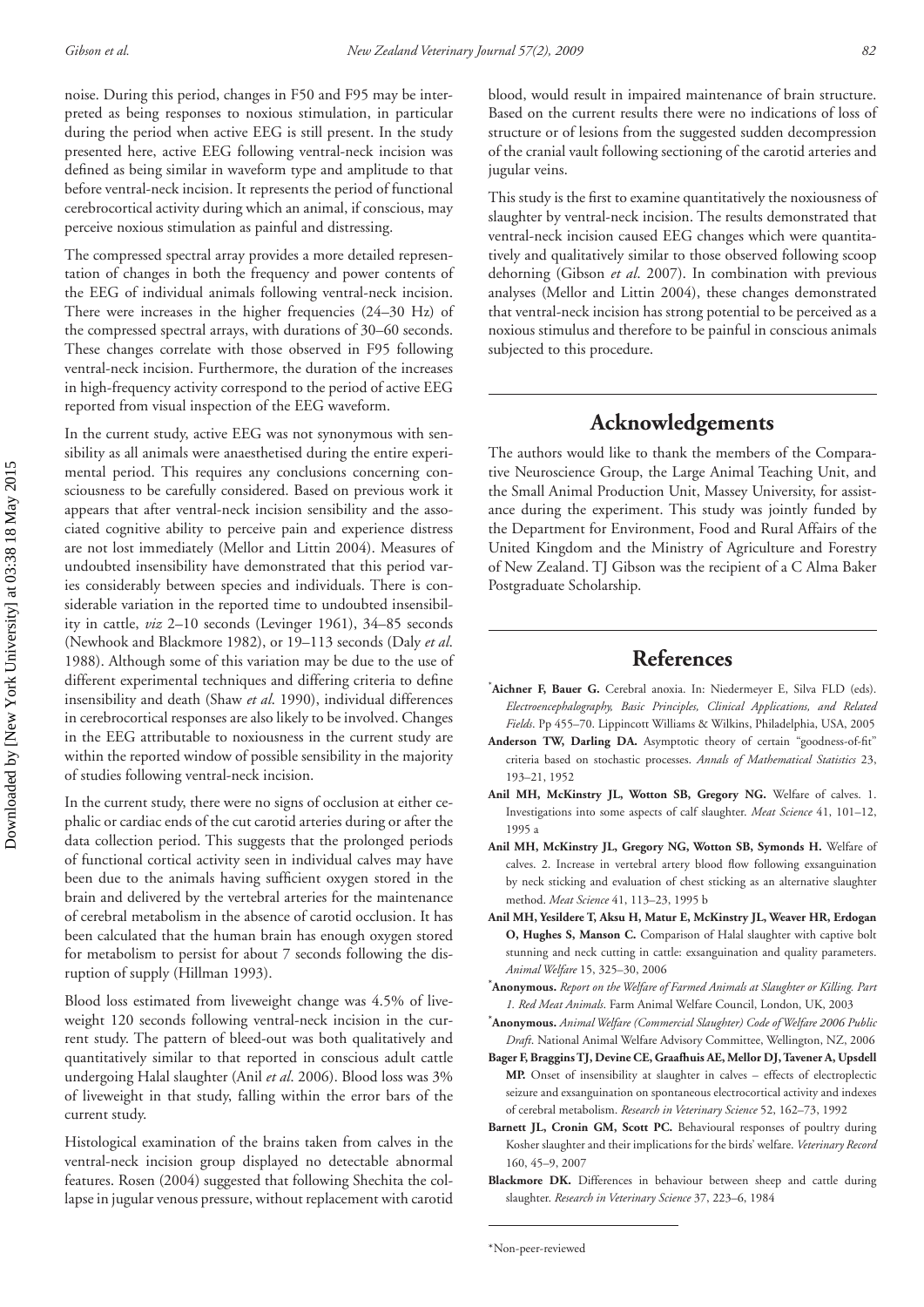noise. During this period, changes in F50 and F95 may be interpreted as being responses to noxious stimulation, in particular during the period when active EEG is still present. In the study presented here, active EEG following ventral-neck incision was defined as being similar in waveform type and amplitude to that before ventral-neck incision. It represents the period of functional cerebrocortical activity during which an animal, if conscious, may perceive noxious stimulation as painful and distressing.

The compressed spectral array provides a more detailed representation of changes in both the frequency and power contents of the EEG of individual animals following ventral-neck incision. There were increases in the higher frequencies (24–30 Hz) of the compressed spectral arrays, with durations of 30–60 seconds. These changes correlate with those observed in F95 following ventral-neck incision. Furthermore, the duration of the increases in high-frequency activity correspond to the period of active EEG reported from visual inspection of the EEG waveform.

In the current study, active EEG was not synonymous with sensibility as all animals were anaesthetised during the entire experimental period. This requires any conclusions concerning consciousness to be carefully considered. Based on previous work it appears that after ventral-neck incision sensibility and the associated cognitive ability to perceive pain and experience distress are not lost immediately (Mellor and Littin 2004). Measures of undoubted insensibility have demonstrated that this period varies considerably between species and individuals. There is considerable variation in the reported time to undoubted insensibility in cattle, *viz* 2–10 seconds (Levinger 1961), 34–85 seconds (Newhook and Blackmore 1982), or 19–113 seconds (Daly *et al.* 1988). Although some of this variation may be due to the use of different experimental techniques and differing criteria to define insensibility and death (Shaw *et al.* 1990), individual differences in cerebrocortical responses are also likely to be involved. Changes in the EEG attributable to noxiousness in the current study are within the reported window of possible sensibility in the majority of studies following ventral-neck incision.

In the current study, there were no signs of occlusion at either cephalic or cardiac ends of the cut carotid arteries during or after the data collection period. This suggests that the prolonged periods of functional cortical activity seen in individual calves may have been due to the animals having sufficient oxygen stored in the brain and delivered by the vertebral arteries for the maintenance of cerebral metabolism in the absence of carotid occlusion. It has been calculated that the human brain has enough oxygen stored for metabolism to persist for about 7 seconds following the disruption of supply (Hillman 1993).

Blood loss estimated from liveweight change was 4.5% of liveweight 120 seconds following ventral-neck incision in the current study. The pattern of bleed-out was both qualitatively and quantitatively similar to that reported in conscious adult cattle undergoing Halal slaughter (Anil *et al.* 2006). Blood loss was 3% of liveweight in that study, falling within the error bars of the current study.

Histological examination of the brains taken from calves in the ventral-neck incision group displayed no detectable abnormal features. Rosen (2004) suggested that following Shechita the collapse in jugular venous pressure, without replacement with carotid blood, would result in impaired maintenance of brain structure. Based on the current results there were no indications of loss of structure or of lesions from the suggested sudden decompression of the cranial vault following sectioning of the carotid arteries and jugular veins.

This study is the first to examine quantitatively the noxiousness of slaughter by ventral-neck incision. The results demonstrated that ventral-neck incision caused EEG changes which were quantitatively and qualitatively similar to those observed following scoop dehorning (Gibson *et al.* 2007). In combination with previous analyses (Mellor and Littin 2004), these changes demonstrated that ventral-neck incision has strong potential to be perceived as a noxious stimulus and therefore to be painful in conscious animals subjected to this procedure.

## Acknowledgements

The authors would like to thank the members of the Comparative Neuroscience Group, the Large Animal Teaching Unit, and the Small Animal Production Unit, Massey University, for assistance during the experiment. This study was jointly funded by the Department for Environment, Food and Rural Affairs of the United Kingdom and the Ministry of Agriculture and Forestry of New Zealand. TJ Gibson was the recipient of a C Alma Baker Postgraduate Scholarship.

## References

*__Aichner F, Bauer G.__ Cerebral anoxia. In: Niedermeyer E, Silva FLD (eds). *Electroencephalography, Basic Principles, Clinical Applications, and Related Fields*. Pp 455–70. Lippincott Williams & Wilkins, Philadelphia, USA, 2005

**Anderson TW, Darling DA.** Asymptotic theory of certain "goodness-of-fit" criteria based on stochastic processes. *Annals of Mathematical Statistics* 23, 193–21, 1952

**Anil MH, McKinstry JL, Wotton SB, Gregory NG.** Welfare of calves. 1. Investigations into some aspects of calf slaughter. *Meat Science* 41, 101–12, 1995 a

**Anil MH, McKinstry JL, Gregory NG, Wotton SB, Symonds H.** Welfare of calves. 2. Increase in vertebral artery blood flow following exsanguination by neck sticking and evaluation of chest sticking as an alternative slaughter method. *Meat Science* 41, 113–23, 1995 b

**Anil MH, Yesildere T, Aksu H, Matur E, McKinstry JL, Weaver HR, Erdogan O, Hughes S, Manson C.** Comparison of Halal slaughter with captive bolt stunning and neck cutting in cattle: exsanguination and quality parameters. *Animal Welfare* 15, 325–30, 2006

*__Anonymous.__ *Report on the Welfare of Farmed Animals at Slaughter or Killing. Part 1. Red Meat Animals*. Farm Animal Welfare Council, London, UK, 2003

*__Anonymous.__ *Animal Welfare (Commercial Slaughter) Code of Welfare 2006 Public Draft*. National Animal Welfare Advisory Committee, Wellington, NZ, 2006

**Bager F, Braggins TJ, Devine CE, Graafhuis AE, Mellor DJ, Tavener A, Upsdell MP.** Onset of insensibility at slaughter in calves – effects of electroplectic seizure and exsanguination on spontaneous electrocortical activity and indexes of cerebral metabolism. *Research in Veterinary Science* 52, 162–73, 1992

**Barnett JL, Cronin GM, Scott PC.** Behavioural responses of poultry during Kosher slaughter and their implications for the birds' welfare. *Veterinary Record* 160, 45–9, 2007

**Blackmore DK.** Differences in behaviour between sheep and cattle during slaughter. *Research in Veterinary Science* 37, 223–6, 1984

*Non-peer-reviewed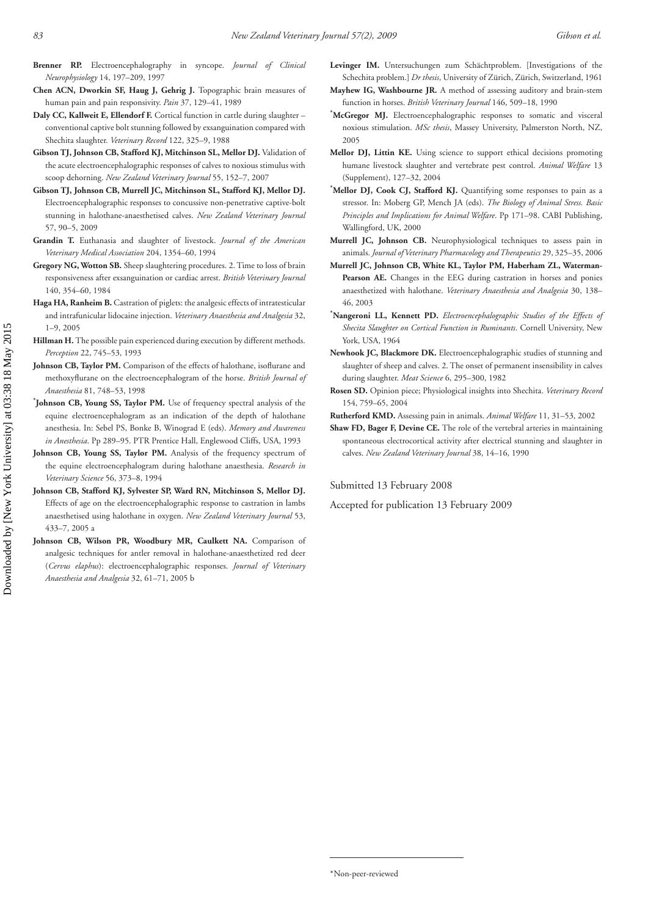**Brenner RP.** Electroencephalography in syncope. *Journal of Clinical Neurophysiology* 14, 197–209, 1997

**Chen ACN, Dworkin SF, Haug J, Gehrig J.** Topographic brain measures of human pain and pain responsivity. *Pain* 37, 129–41, 1989

**Daly CC, Kallweit E, Ellendorf F.** Cortical function in cattle during slaughter – conventional captive bolt stunning followed by exsanguination compared with Shechita slaughter. *Veterinary Record* 122, 325–9, 1988

**Gibson TJ, Johnson CB, Stafford KJ, Mitchinson SL, Mellor DJ.** Validation of the acute electroencephalographic responses of calves to noxious stimulus with scoop dehorning. *New Zealand Veterinary Journal* 55, 152–7, 2007

**Gibson TJ, Johnson CB, Murrell JC, Mitchinson SL, Stafford KJ, Mellor DJ.** Electroencephalographic responses to concussive non-penetrative captive-bolt stunning in halothane-anaesthetised calves. *New Zealand Veterinary Journal* 57, 90–5, 2009

**Grandin T.** Euthanasia and slaughter of livestock. *Journal of the American Veterinary Medical Association* 204, 1354–60, 1994

**Gregory NG, Wotton SB.** Sheep slaughtering procedures. 2. Time to loss of brain responsiveness after exsanguination or cardiac arrest. *British Veterinary Journal* 140, 354–60, 1984

**Haga HA, Ranheim B.** Castration of piglets: the analgesic effects of intratesticular and intrafunicular lidocaine injection. *Veterinary Anaesthesia and Analgesia* 32, 1–9, 2005

**Hillman H.** The possible pain experienced during execution by different methods. *Perception* 22, 745–53, 1993

**Johnson CB, Taylor PM.** Comparison of the effects of halothane, isoflurane and methoxyflurane on the electroencephalogram of the horse. *British Journal of Anaesthesia* 81, 748–53, 1998

*__Johnson CB, Young SS, Taylor PM.__ Use of frequency spectral analysis of the equine electroencephalogram as an indication of the depth of halothane anesthesia. In: Sebel PS, Bonke B, Winograd E (eds). *Memory and Awareness in Anesthesia*. Pp 289–95. PTR Prentice Hall, Englewood Cliffs, USA, 1993

**Johnson CB, Young SS, Taylor PM.** Analysis of the frequency spectrum of the equine electroencephalogram during halothane anaesthesia. *Research in Veterinary Science* 56, 373–8, 1994

**Johnson CB, Stafford KJ, Sylvester SP, Ward RN, Mitchinson S, Mellor DJ.** Effects of age on the electroencephalographic response to castration in lambs anaesthetised using halothane in oxygen. *New Zealand Veterinary Journal* 53, 433–7, 2005 a

**Johnson CB, Wilson PR, Woodbury MR, Caulkett NA.** Comparison of analgesic techniques for antler removal in halothane-anaesthetized red deer (*Cervus elaphus*): electroencephalographic responses. *Journal of Veterinary Anaesthesia and Analgesia* 32, 61–71, 2005 b

**Levinger IM.** Untersuchungen zum Schächtproblem. [Investigations of the Schechita problem.] *Dr thesis*, University of Zürich, Zürich, Switzerland, 1961

**Mayhew IG, Washbourne JR.** A method of assessing auditory and brain-stem function in horses. *British Veterinary Journal* 146, 509–18, 1990

*__McGregor MJ.__ Electroencephalographic responses to somatic and visceral noxious stimulation. *MSc thesis*, Massey University, Palmerston North, NZ, 2005

**Mellor DJ, Littin KE.** Using science to support ethical decisions promoting humane livestock slaughter and vertebrate pest control. *Animal Welfare* 13 (Supplement), 127–32, 2004

*__Mellor DJ, Cook CJ, Stafford KJ.__ Quantifying some responses to pain as a stressor. In: Moberg GP, Mench JA (eds). *The Biology of Animal Stress. Basic Principles and Implications for Animal Welfare*. Pp 171–98. CABI Publishing, Wallingford, UK, 2000

**Murrell JC, Johnson CB.** Neurophysiological techniques to assess pain in animals. *Journal of Veterinary Pharmacology and Therapeutics* 29, 325–35, 2006

**Murrell JC, Johnson CB, White KL, Taylor PM, Haberham ZL, Waterman-Pearson AE.** Changes in the EEG during castration in horses and ponies anaesthetized with halothane. *Veterinary Anaesthesia and Analgesia* 30, 138–46, 2003

*__Nangeroni LL, Kennett PD.__ *Electroencephalographic Studies of the Effects of Shecita Slaughter on Cortical Function in Ruminants*. Cornell University, New York, USA, 1964

**Newhook JC, Blackmore DK.** Electroencephalographic studies of stunning and slaughter of sheep and calves. 2. The onset of permanent insensibility in calves during slaughter. *Meat Science* 6, 295–300, 1982

**Rosen SD.** Opinion piece; Physiological insights into Shechita. *Veterinary Record* 154, 759–65, 2004

**Rutherford KMD.** Assessing pain in animals. *Animal Welfare* 11, 31–53, 2002

**Shaw FD, Bager F, Devine CE.** The role of the vertebral arteries in maintaining spontaneous electrocortical activity after electrical stunning and slaughter in calves. *New Zealand Veterinary Journal* 38, 14–16, 1990

Submitted 13 February 2008

Accepted for publication 13 February 2009

*Non-peer-reviewed